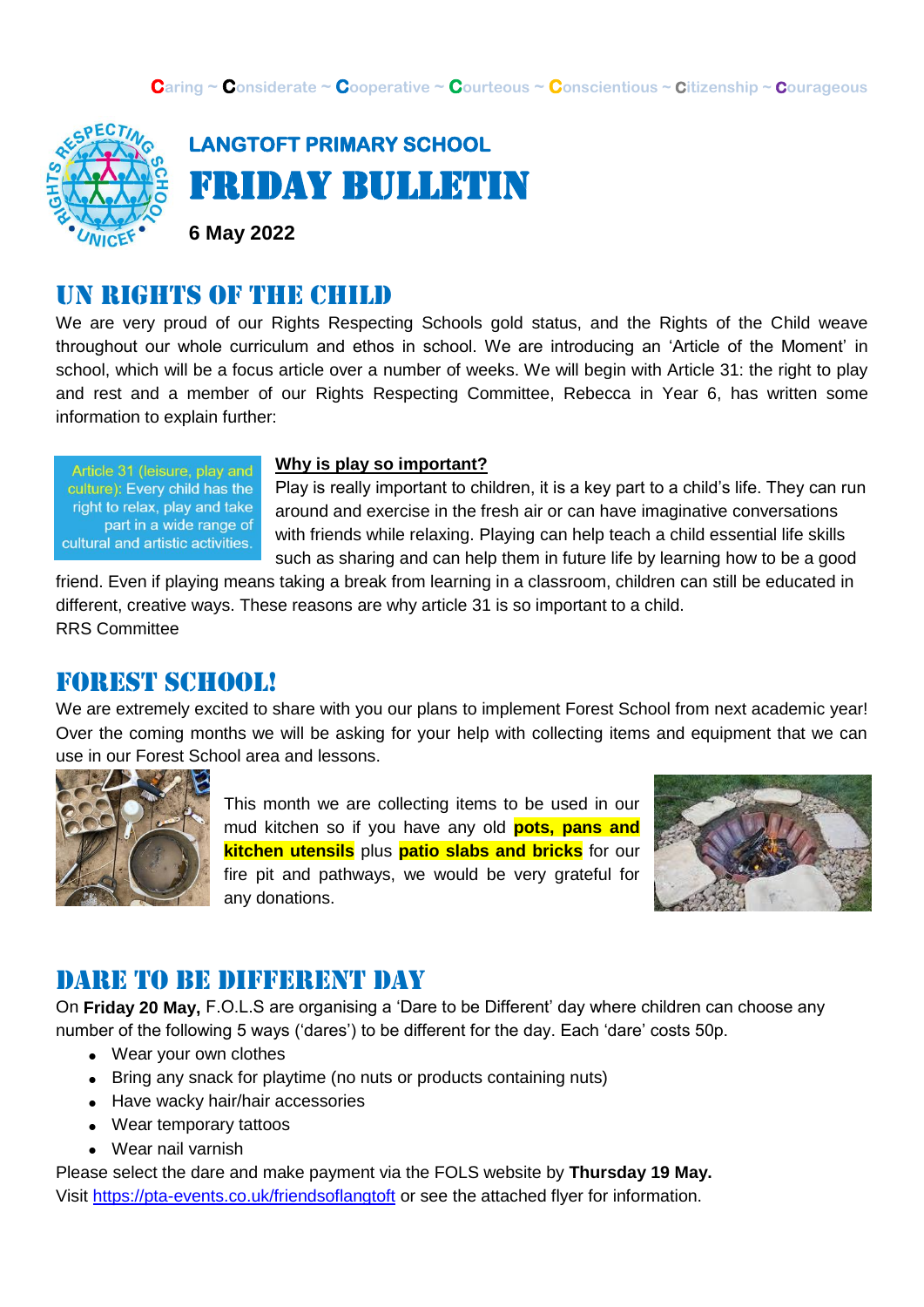Caring ~ Considerate ~ Cooperative ~ Courteous ~ Conscientious ~ Citizenship ~ Courageous

# LANGTOFT PRIMARY SCHOOL

# FRIDAY BULLETIN

**6 May 2022**

## UN RIGHTS OF THE CHILD

We are very proud of our Rights Respecting Schools gold status, and the Rights of the Child weave throughout our whole curriculum and ethos in school. We are introducing an 'Article of the Moment' in school, which will be a focus article over a number of weeks. We will begin with Article 31: the right to play and rest and a member of our Rights Respecting Committee, Rebecca in Year 6, has written some information to explain further:

Article 31 (leisure, play and culture): Every child has the right to relax, play and take part in a wide range of cultural and artistic activities.

**Why is play so important?**

Play is really important to children, it is a key part to a child's life. They can run around and exercise in the fresh air or can have imaginative conversations with friends while relaxing. Playing can help teach a child essential life skills such as sharing and can help them in future life by learning how to be a good friend. Even if playing means taking a break from learning in a classroom, children can still be educated in different, creative ways. These reasons are why article 31 is so important to a child.

RRS Committee

## FOREST SCHOOL!

We are extremely excited to share with you our plans to implement Forest School from next academic year! Over the coming months we will be asking for your help with collecting items and equipment that we can use in our Forest School area and lessons.

This month we are collecting items to be used in our mud kitchen so if you have any old **pots, pans and kitchen utensils** plus **patio slabs and bricks** for our fire pit and pathways, we would be very grateful for any donations.

## DARE TO BE DIFFERENT DAY

On **Friday 20 May,** F.O.L.S are organising a 'Dare to be Different' day where children can choose any number of the following 5 ways ('dares') to be different for the day. Each 'dare' costs 50p.

- Wear your own clothes
- Bring any snack for playtime (no nuts or products containing nuts)
- Have wacky hair/hair accessories
- Wear temporary tattoos
- Wear nail varnish

Please select the dare and make payment via the FOLS website by **Thursday 19 May.**
Visit https://pta-events.co.uk/friendsoflangtoft or see the attached flyer for information.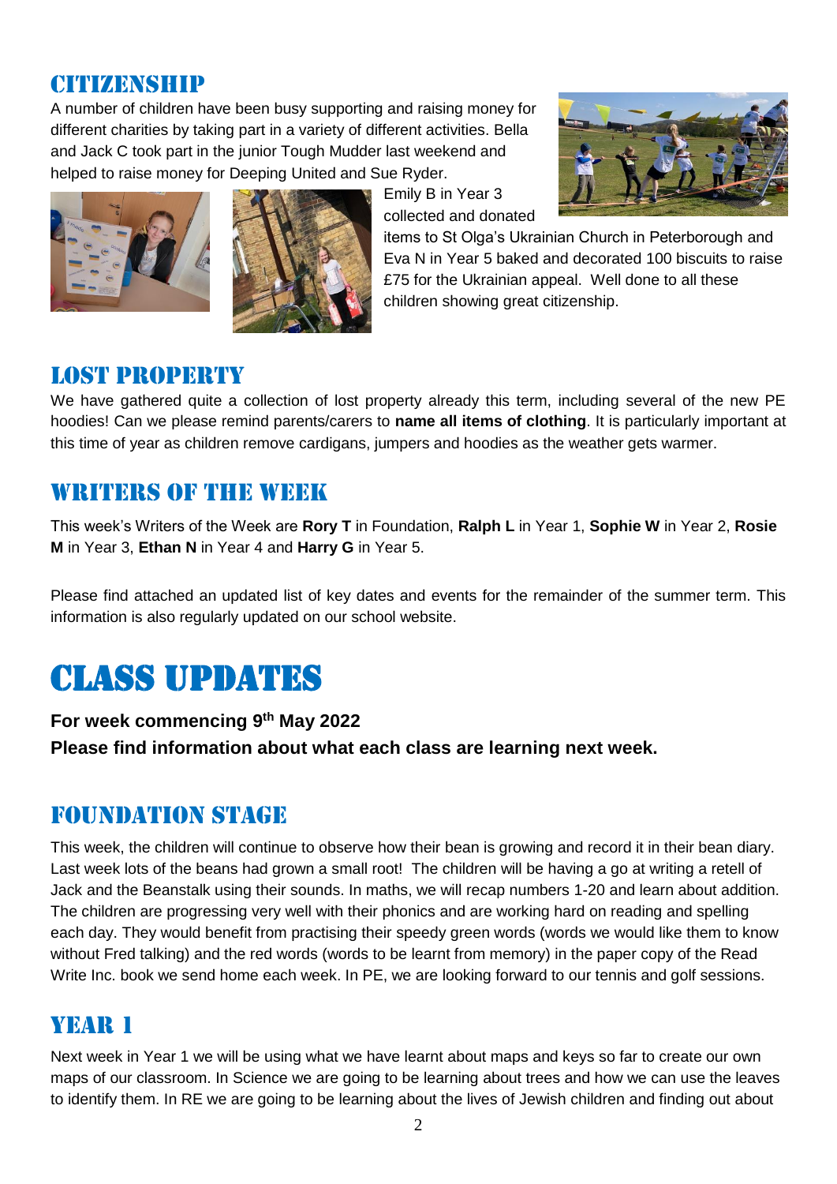## CITIZENSHIP

A number of children have been busy supporting and raising money for different charities by taking part in a variety of different activities. Bella and Jack C took part in the junior Tough Mudder last weekend and helped to raise money for Deeping United and Sue Ryder.

Emily B in Year 3 collected and donated items to St Olga's Ukrainian Church in Peterborough and Eva N in Year 5 baked and decorated 100 biscuits to raise £75 for the Ukrainian appeal. Well done to all these children showing great citizenship.

## LOST PROPERTY

We have gathered quite a collection of lost property already this term, including several of the new PE hoodies! Can we please remind parents/carers to **name all items of clothing**. It is particularly important at this time of year as children remove cardigans, jumpers and hoodies as the weather gets warmer.

## WRITERS OF THE WEEK

This week's Writers of the Week are **Rory T** in Foundation, **Ralph L** in Year 1, **Sophie W** in Year 2, **Rosie M** in Year 3, **Ethan N** in Year 4 and **Harry G** in Year 5.

Please find attached an updated list of key dates and events for the remainder of the summer term. This information is also regularly updated on our school website.

# CLASS UPDATES

**For week commencing 9th May 2022**

**Please find information about what each class are learning next week.**

## FOUNDATION STAGE

This week, the children will continue to observe how their bean is growing and record it in their bean diary. Last week lots of the beans had grown a small root! The children will be having a go at writing a retell of Jack and the Beanstalk using their sounds. In maths, we will recap numbers 1-20 and learn about addition. The children are progressing very well with their phonics and are working hard on reading and spelling each day. They would benefit from practising their speedy green words (words we would like them to know without Fred talking) and the red words (words to be learnt from memory) in the paper copy of the Read Write Inc. book we send home each week. In PE, we are looking forward to our tennis and golf sessions.

## YEAR 1

Next week in Year 1 we will be using what we have learnt about maps and keys so far to create our own maps of our classroom. In Science we are going to be learning about trees and how we can use the leaves to identify them. In RE we are going to be learning about the lives of Jewish children and finding out about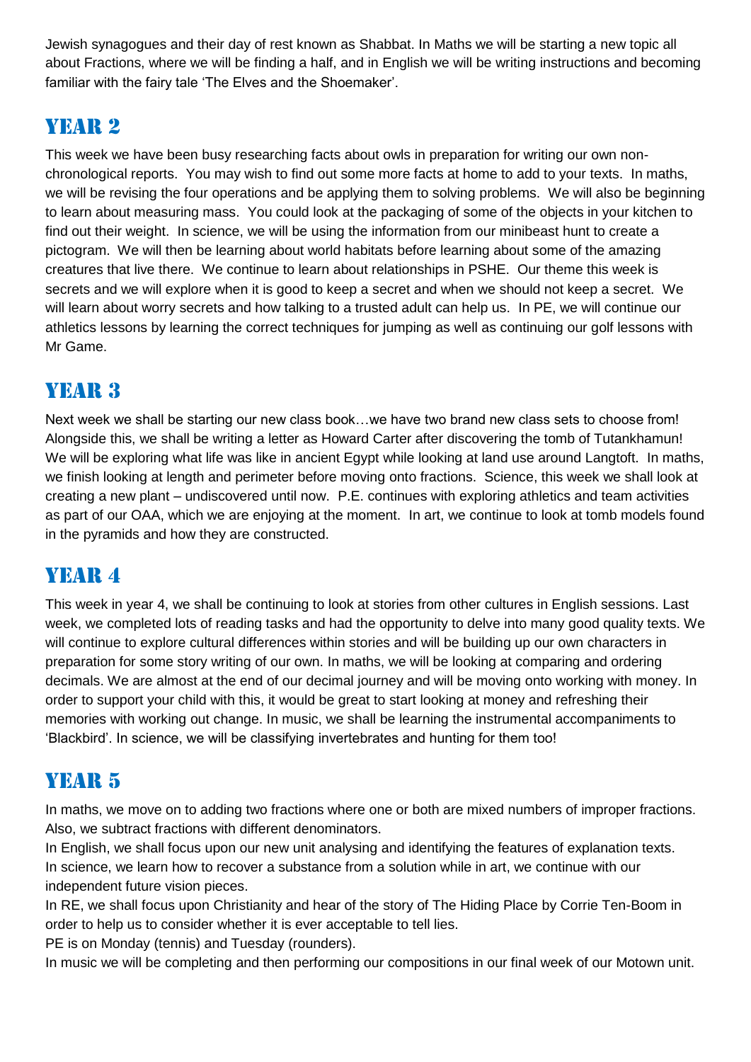Jewish synagogues and their day of rest known as Shabbat. In Maths we will be starting a new topic all about Fractions, where we will be finding a half, and in English we will be writing instructions and becoming familiar with the fairy tale 'The Elves and the Shoemaker'.

## YEAR 2

This week we have been busy researching facts about owls in preparation for writing our own non-chronological reports. You may wish to find out some more facts at home to add to your texts. In maths, we will be revising the four operations and be applying them to solving problems. We will also be beginning to learn about measuring mass. You could look at the packaging of some of the objects in your kitchen to find out their weight. In science, we will be using the information from our minibeast hunt to create a pictogram. We will then be learning about world habitats before learning about some of the amazing creatures that live there. We continue to learn about relationships in PSHE. Our theme this week is secrets and we will explore when it is good to keep a secret and when we should not keep a secret. We will learn about worry secrets and how talking to a trusted adult can help us. In PE, we will continue our athletics lessons by learning the correct techniques for jumping as well as continuing our golf lessons with Mr Game.

## YEAR 3

Next week we shall be starting our new class book…we have two brand new class sets to choose from! Alongside this, we shall be writing a letter as Howard Carter after discovering the tomb of Tutankhamun! We will be exploring what life was like in ancient Egypt while looking at land use around Langtoft. In maths, we finish looking at length and perimeter before moving onto fractions. Science, this week we shall look at creating a new plant – undiscovered until now. P.E. continues with exploring athletics and team activities as part of our OAA, which we are enjoying at the moment. In art, we continue to look at tomb models found in the pyramids and how they are constructed.

## YEAR 4

This week in year 4, we shall be continuing to look at stories from other cultures in English sessions. Last week, we completed lots of reading tasks and had the opportunity to delve into many good quality texts. We will continue to explore cultural differences within stories and will be building up our own characters in preparation for some story writing of our own. In maths, we will be looking at comparing and ordering decimals. We are almost at the end of our decimal journey and will be moving onto working with money. In order to support your child with this, it would be great to start looking at money and refreshing their memories with working out change. In music, we shall be learning the instrumental accompaniments to 'Blackbird'. In science, we will be classifying invertebrates and hunting for them too!

## YEAR 5

In maths, we move on to adding two fractions where one or both are mixed numbers of improper fractions. Also, we subtract fractions with different denominators.

In English, we shall focus upon our new unit analysing and identifying the features of explanation texts.

In science, we learn how to recover a substance from a solution while in art, we continue with our independent future vision pieces.

In RE, we shall focus upon Christianity and hear of the story of The Hiding Place by Corrie Ten-Boom in order to help us to consider whether it is ever acceptable to tell lies.

PE is on Monday (tennis) and Tuesday (rounders).

In music we will be completing and then performing our compositions in our final week of our Motown unit.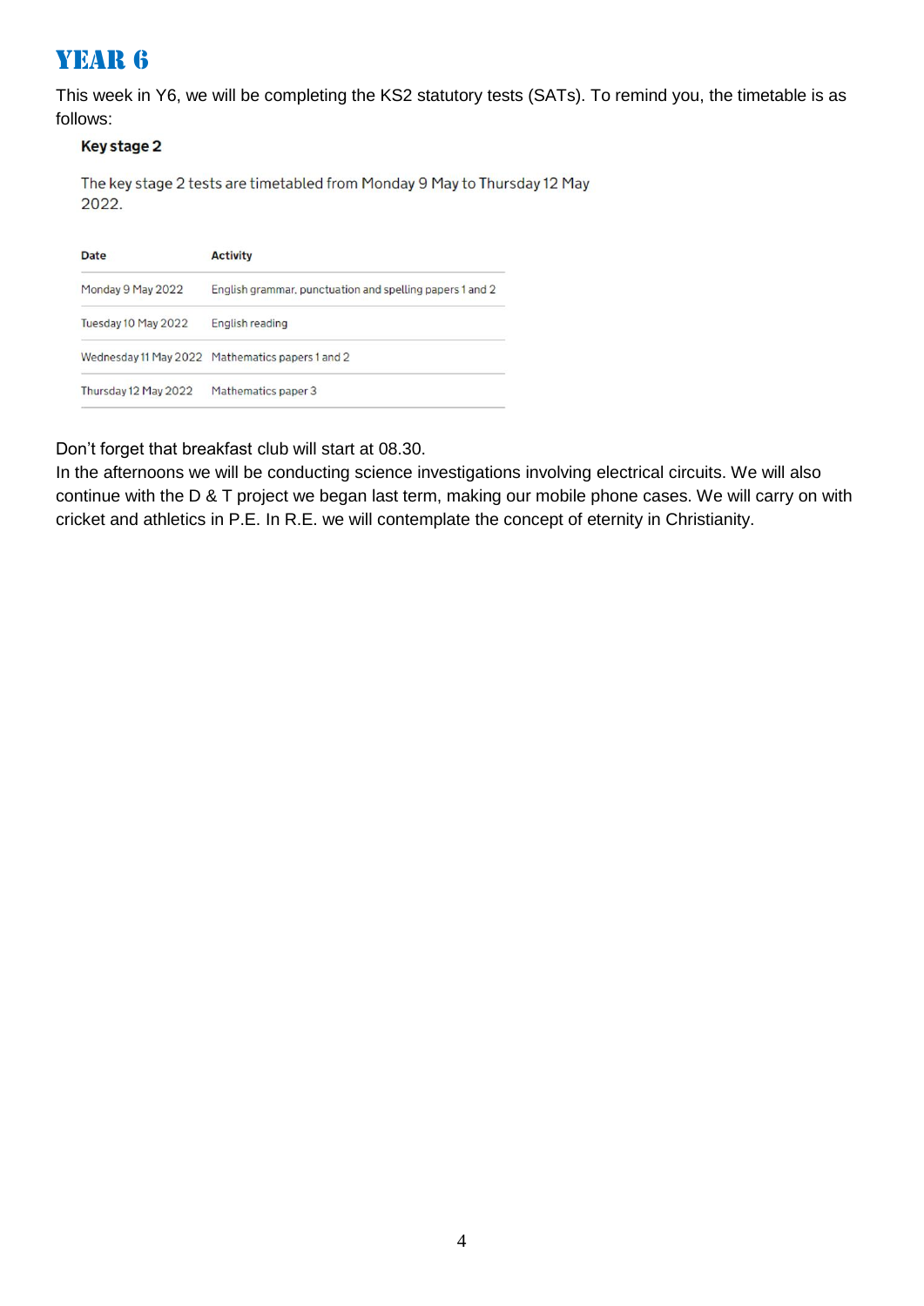# YEAR 6

This week in Y6, we will be completing the KS2 statutory tests (SATs). To remind you, the timetable is as follows:

**Key stage 2**

The key stage 2 tests are timetabled from Monday 9 May to Thursday 12 May 2022.

| Date | Activity |
|---|---|
| Monday 9 May 2022 | English grammar, punctuation and spelling papers 1 and 2 |
| Tuesday 10 May 2022 | English reading |
| Wednesday 11 May 2022 | Mathematics papers 1 and 2 |
| Thursday 12 May 2022 | Mathematics paper 3 |

Don’t forget that breakfast club will start at 08.30.

In the afternoons we will be conducting science investigations involving electrical circuits. We will also continue with the D & T project we began last term, making our mobile phone cases. We will carry on with cricket and athletics in P.E. In R.E. we will contemplate the concept of eternity in Christianity.